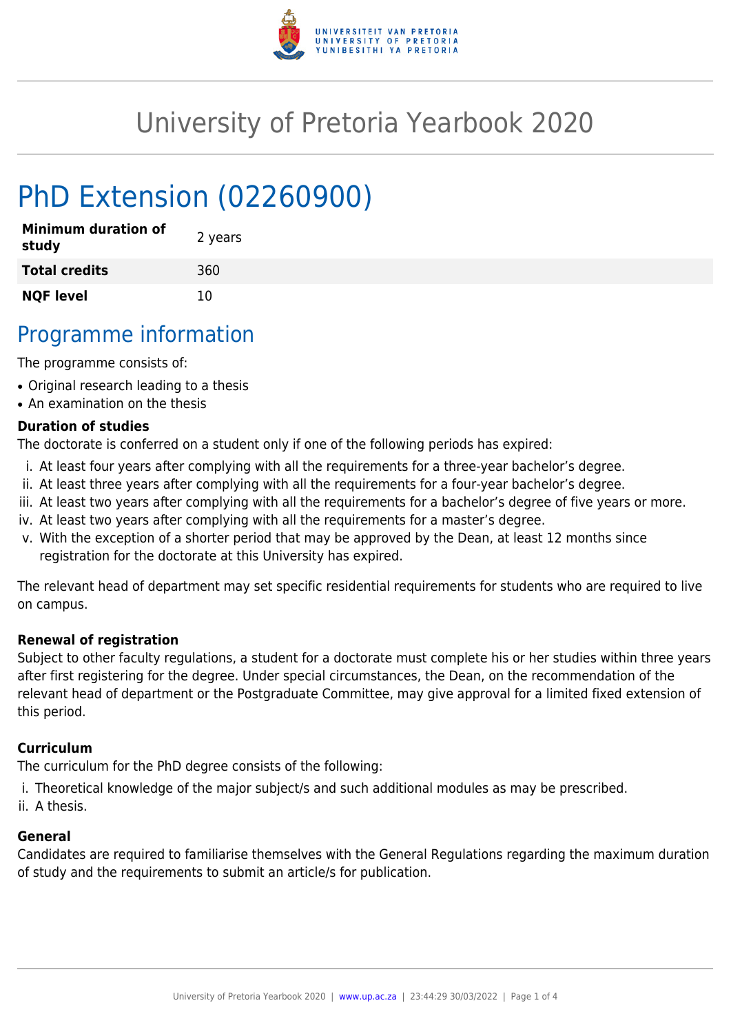# University of Pretoria Yearbook 2020

# PhD Extension (02260900)

| | |
|---|---|
| **Minimum duration of study** | 2 years |
| **Total credits** | 360 |
| **NQF level** | 10 |

## Programme information

The programme consists of:

- Original research leading to a thesis
- An examination on the thesis

**Duration of studies**

The doctorate is conferred on a student only if one of the following periods has expired:

i. At least four years after complying with all the requirements for a three-year bachelor's degree.
ii. At least three years after complying with all the requirements for a four-year bachelor's degree.
iii. At least two years after complying with all the requirements for a bachelor's degree of five years or more.
iv. At least two years after complying with all the requirements for a master's degree.
v. With the exception of a shorter period that may be approved by the Dean, at least 12 months since registration for the doctorate at this University has expired.

The relevant head of department may set specific residential requirements for students who are required to live on campus.

**Renewal of registration**

Subject to other faculty regulations, a student for a doctorate must complete his or her studies within three years after first registering for the degree. Under special circumstances, the Dean, on the recommendation of the relevant head of department or the Postgraduate Committee, may give approval for a limited fixed extension of this period.

**Curriculum**

The curriculum for the PhD degree consists of the following:

i. Theoretical knowledge of the major subject/s and such additional modules as may be prescribed.
ii. A thesis.

**General**

Candidates are required to familiarise themselves with the General Regulations regarding the maximum duration of study and the requirements to submit an article/s for publication.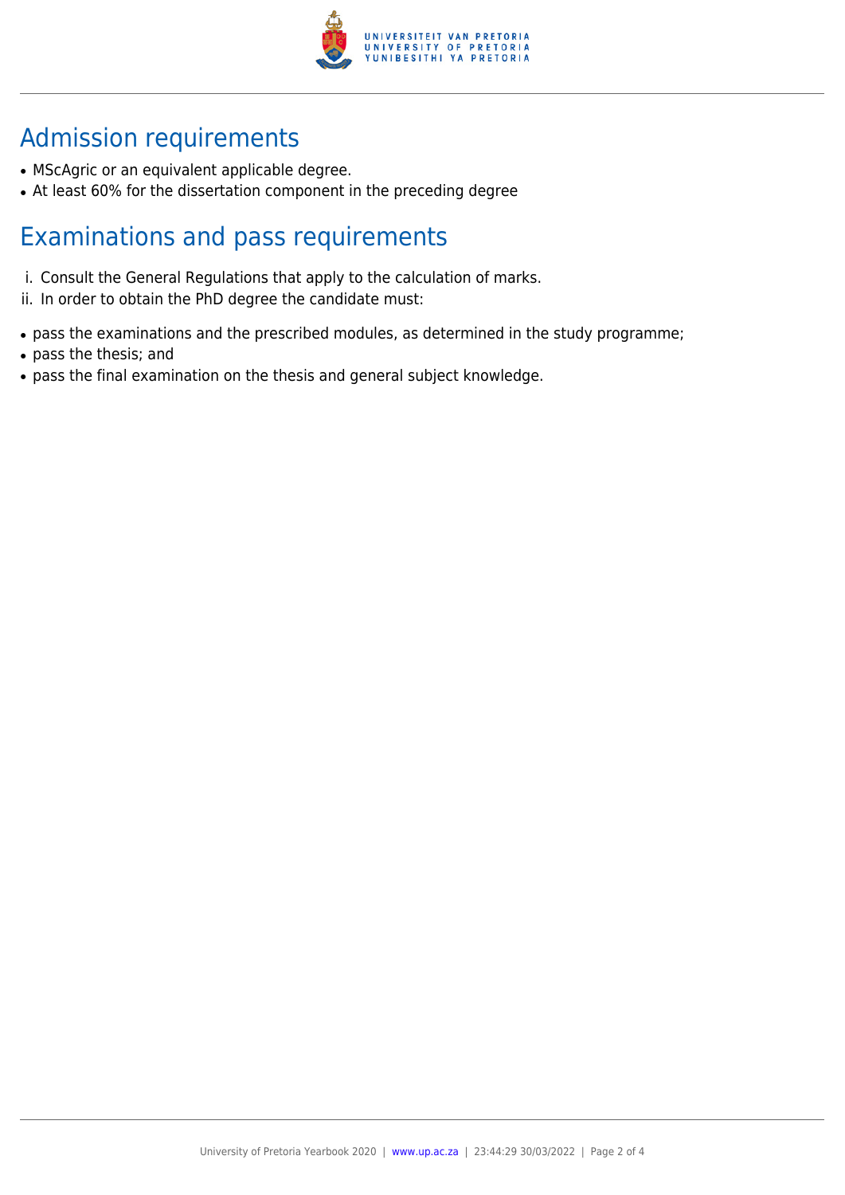## Admission requirements

- MScAgric or an equivalent applicable degree.
- At least 60% for the dissertation component in the preceding degree

## Examinations and pass requirements

i. Consult the General Regulations that apply to the calculation of marks.
ii. In order to obtain the PhD degree the candidate must:

- pass the examinations and the prescribed modules, as determined in the study programme;
- pass the thesis; and
- pass the final examination on the thesis and general subject knowledge.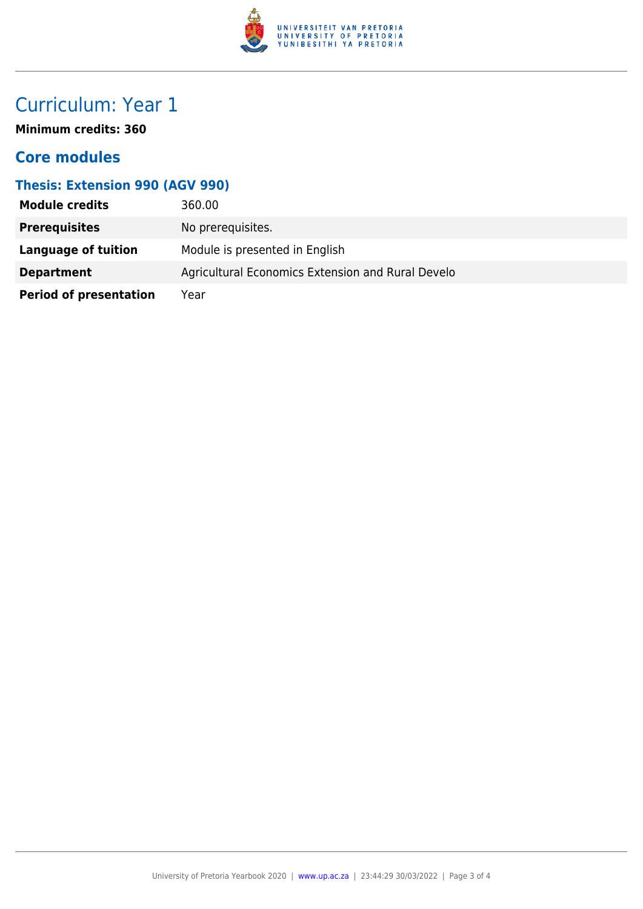# Curriculum: Year 1

**Minimum credits: 360**

## Core modules

### Thesis: Extension 990 (AGV 990)

| | |
|---|---|
| **Module credits** | 360.00 |
| **Prerequisites** | No prerequisites. |
| **Language of tuition** | Module is presented in English |
| **Department** | Agricultural Economics Extension and Rural Develo |
| **Period of presentation** | Year |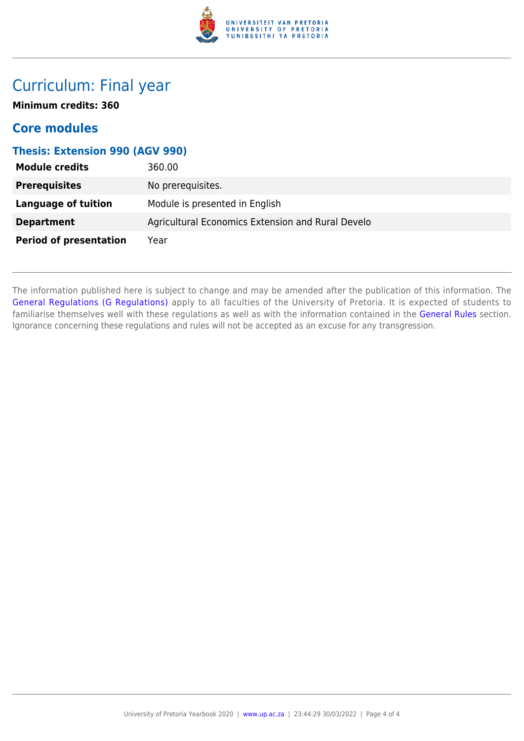# Curriculum: Final year

**Minimum credits: 360**

## Core modules

### Thesis: Extension 990 (AGV 990)

| | |
|---|---|
| **Module credits** | 360.00 |
| **Prerequisites** | No prerequisites. |
| **Language of tuition** | Module is presented in English |
| **Department** | Agricultural Economics Extension and Rural Develo |
| **Period of presentation** | Year |

The information published here is subject to change and may be amended after the publication of this information. The General Regulations (G Regulations) apply to all faculties of the University of Pretoria. It is expected of students to familiarise themselves well with these regulations as well as with the information contained in the General Rules section. Ignorance concerning these regulations and rules will not be accepted as an excuse for any transgression.